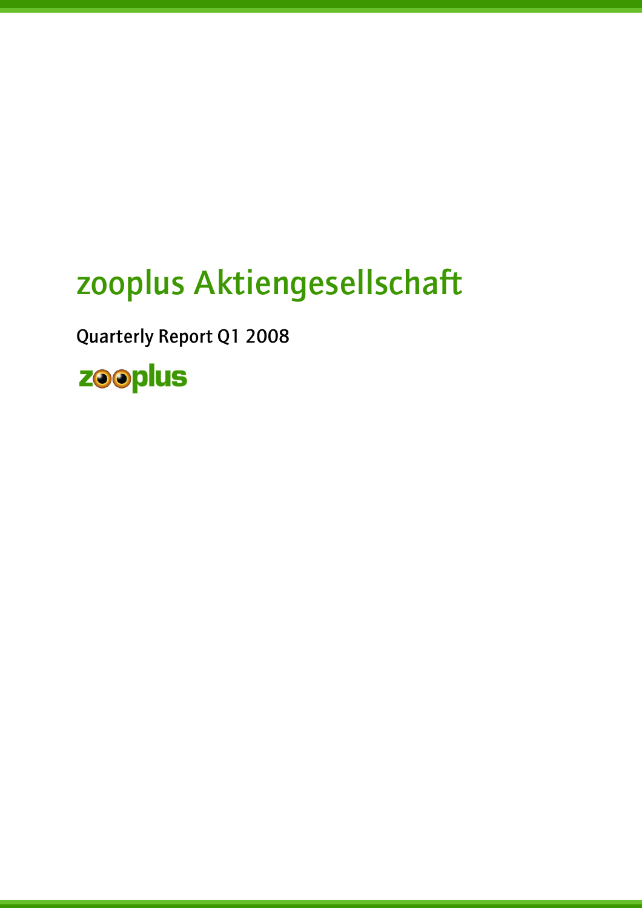# zooplus Aktiengesellschaft

## Quarterly Report Q1 2008

zooplus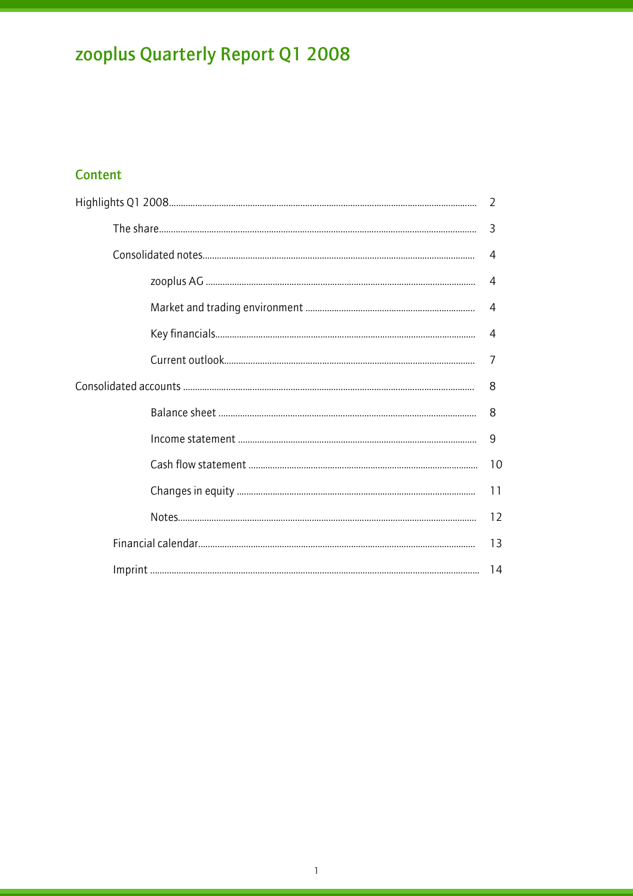# zooplus Quarterly Report Q1 2008

## Content

| | |
|---|---|
| Highlights Q1 2008 | 2 |
| The share | 3 |
| Consolidated notes | 4 |
| zooplus AG | 4 |
| Market and trading environment | 4 |
| Key financials | 4 |
| Current outlook | 7 |
| Consolidated accounts | 8 |
| Balance sheet | 8 |
| Income statement | 9 |
| Cash flow statement | 10 |
| Changes in equity | 11 |
| Notes | 12 |
| Financial calendar | 13 |
| Imprint | 14 |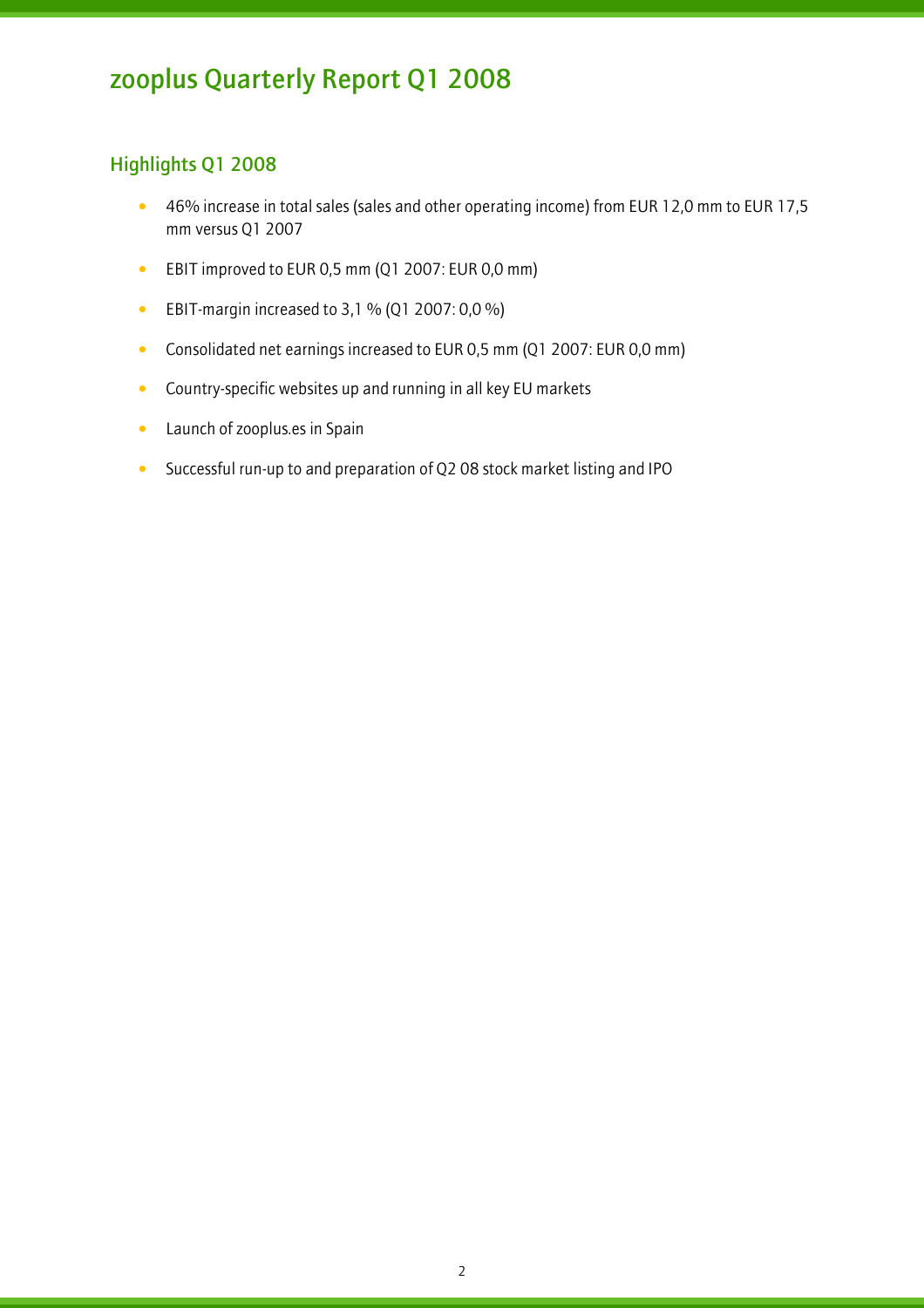# zooplus Quarterly Report Q1 2008

## Highlights Q1 2008

- 46% increase in total sales (sales and other operating income) from EUR 12,0 mm to EUR 17,5 mm versus Q1 2007
- EBIT improved to EUR 0,5 mm (Q1 2007: EUR 0,0 mm)
- EBIT-margin increased to 3,1 % (Q1 2007: 0,0 %)
- Consolidated net earnings increased to EUR 0,5 mm (Q1 2007: EUR 0,0 mm)
- Country-specific websites up and running in all key EU markets
- Launch of zooplus.es in Spain
- Successful run-up to and preparation of Q2 08 stock market listing and IPO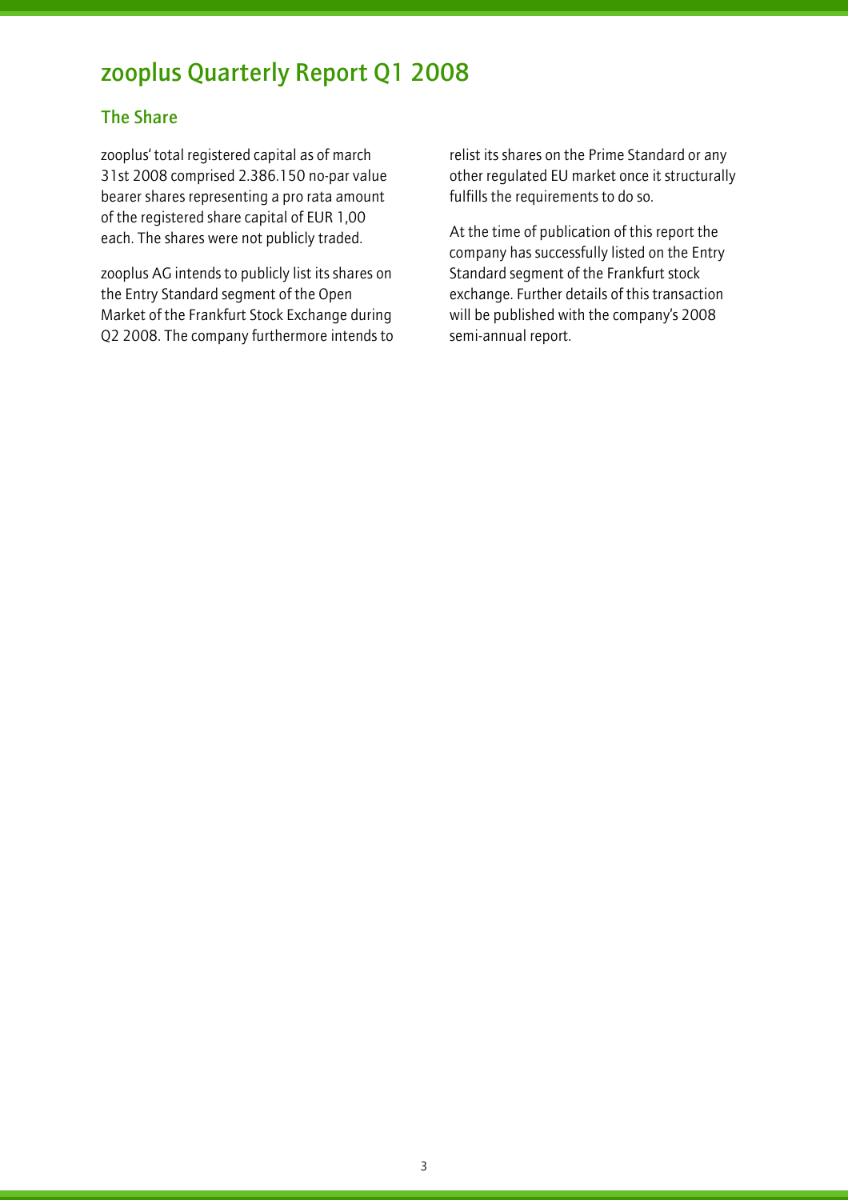# zooplus Quarterly Report Q1 2008

## The Share

zooplus' total registered capital as of march 31st 2008 comprised 2.386.150 no-par value bearer shares representing a pro rata amount of the registered share capital of EUR 1,00 each. The shares were not publicly traded.

zooplus AG intends to publicly list its shares on the Entry Standard segment of the Open Market of the Frankfurt Stock Exchange during Q2 2008. The company furthermore intends to relist its shares on the Prime Standard or any other regulated EU market once it structurally fulfills the requirements to do so.

At the time of publication of this report the company has successfully listed on the Entry Standard segment of the Frankfurt stock exchange. Further details of this transaction will be published with the company's 2008 semi-annual report.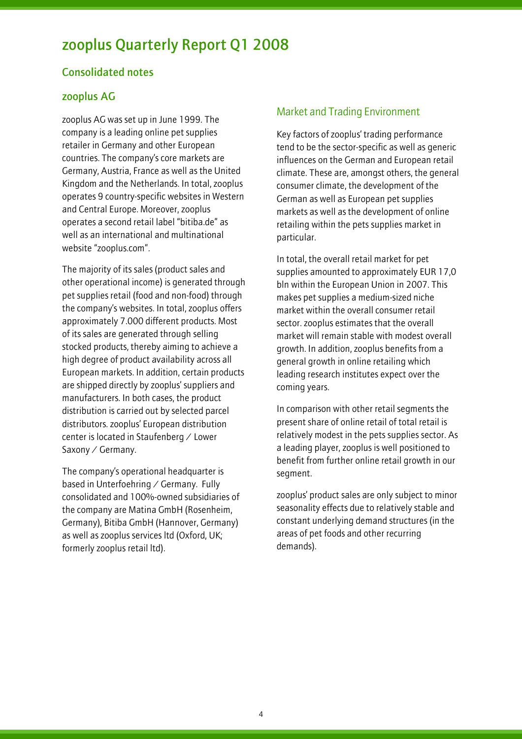# zooplus Quarterly Report Q1 2008

## Consolidated notes

## zooplus AG

zooplus AG was set up in June 1999. The company is a leading online pet supplies retailer in Germany and other European countries. The company's core markets are Germany, Austria, France as well as the United Kingdom and the Netherlands. In total, zooplus operates 9 country-specific websites in Western and Central Europe. Moreover, zooplus operates a second retail label "bitiba.de" as well as an international and multinational website "zooplus.com".

The majority of its sales (product sales and other operational income) is generated through pet supplies retail (food and non-food) through the company's websites. In total, zooplus offers approximately 7.000 different products. Most of its sales are generated through selling stocked products, thereby aiming to achieve a high degree of product availability across all European markets. In addition, certain products are shipped directly by zooplus' suppliers and manufacturers. In both cases, the product distribution is carried out by selected parcel distributors. zooplus' European distribution center is located in Staufenberg / Lower Saxony / Germany.

The company's operational headquarter is based in Unterfoehring / Germany. Fully consolidated and 100%-owned subsidiaries of the company are Matina GmbH (Rosenheim, Germany), Bitiba GmbH (Hannover, Germany) as well as zooplus services ltd (Oxford, UK; formerly zooplus retail ltd).

### Market and Trading Environment

Key factors of zooplus' trading performance tend to be the sector-specific as well as generic influences on the German and European retail climate. These are, amongst others, the general consumer climate, the development of the German as well as European pet supplies markets as well as the development of online retailing within the pets supplies market in particular.

In total, the overall retail market for pet supplies amounted to approximately EUR 17,0 bln within the European Union in 2007. This makes pet supplies a medium-sized niche market within the overall consumer retail sector. zooplus estimates that the overall market will remain stable with modest overall growth. In addition, zooplus benefits from a general growth in online retailing which leading research institutes expect over the coming years.

In comparison with other retail segments the present share of online retail of total retail is relatively modest in the pets supplies sector. As a leading player, zooplus is well positioned to benefit from further online retail growth in our segment.

zooplus' product sales are only subject to minor seasonality effects due to relatively stable and constant underlying demand structures (in the areas of pet foods and other recurring demands).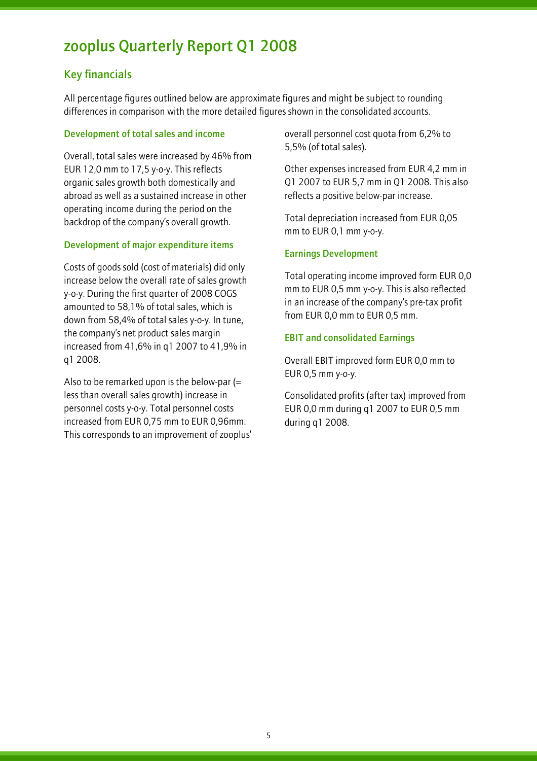# zooplus Quarterly Report Q1 2008

## Key financials

All percentage figures outlined below are approximate figures and might be subject to rounding differences in comparison with the more detailed figures shown in the consolidated accounts.

### Development of total sales and income

Overall, total sales were increased by 46% from EUR 12,0 mm to 17,5 y-o-y. This reflects organic sales growth both domestically and abroad as well as a sustained increase in other operating income during the period on the backdrop of the company's overall growth.

### Development of major expenditure items

Costs of goods sold (cost of materials) did only increase below the overall rate of sales growth y-o-y. During the first quarter of 2008 COGS amounted to 58,1% of total sales, which is down from 58,4% of total sales y-o-y. In tune, the company's net product sales margin increased from 41,6% in q1 2007 to 41,9% in q1 2008.

Also to be remarked upon is the below-par (= less than overall sales growth) increase in personnel costs y-o-y. Total personnel costs increased from EUR 0,75 mm to EUR 0,96mm. This corresponds to an improvement of zooplus' overall personnel cost quota from 6,2% to 5,5% (of total sales).

Other expenses increased from EUR 4,2 mm in Q1 2007 to EUR 5,7 mm in Q1 2008. This also reflects a positive below-par increase.

Total depreciation increased from EUR 0,05 mm to EUR 0,1 mm y-o-y.

### Earnings Development

Total operating income improved form EUR 0,0 mm to EUR 0,5 mm y-o-y. This is also reflected in an increase of the company's pre-tax profit from EUR 0,0 mm to EUR 0,5 mm.

### EBIT and consolidated Earnings

Overall EBIT improved form EUR 0,0 mm to EUR 0,5 mm y-o-y.

Consolidated profits (after tax) improved from EUR 0,0 mm during q1 2007 to EUR 0,5 mm during q1 2008.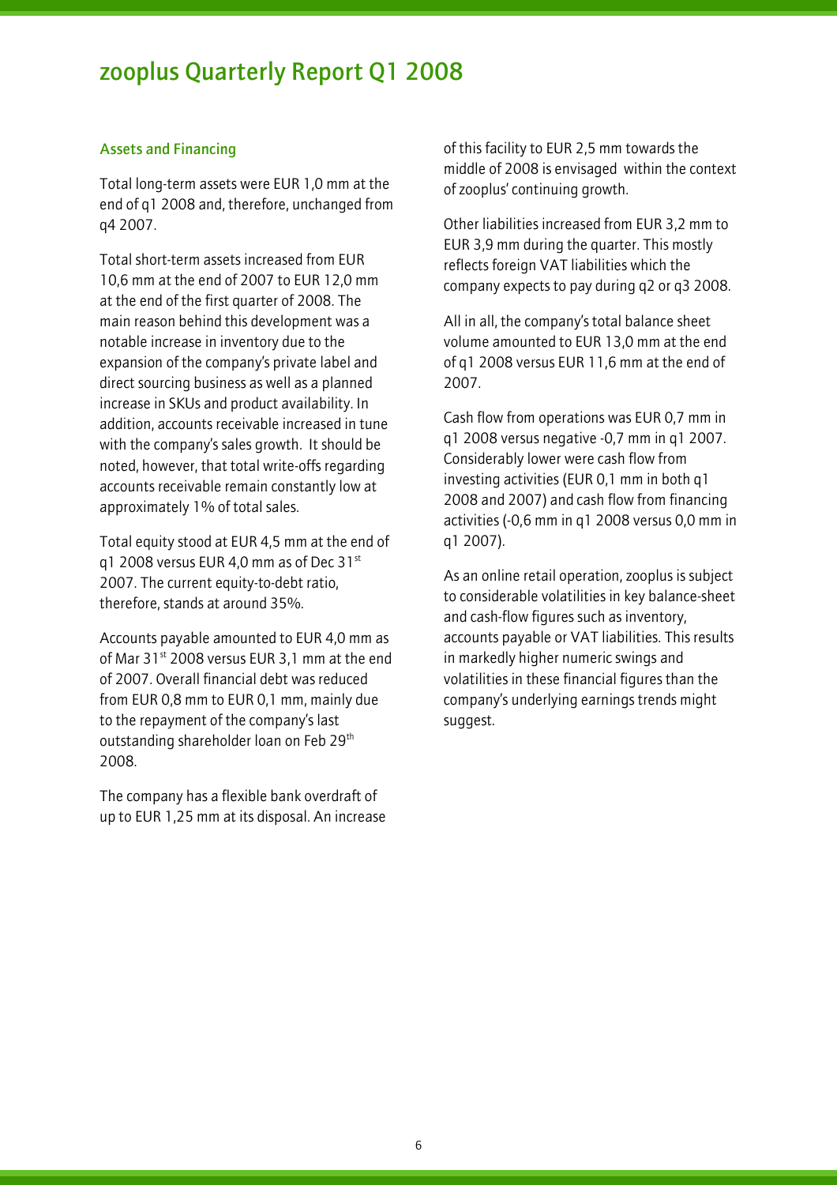# zooplus Quarterly Report Q1 2008

### Assets and Financing

Total long-term assets were EUR 1,0 mm at the end of q1 2008 and, therefore, unchanged from q4 2007.

Total short-term assets increased from EUR 10,6 mm at the end of 2007 to EUR 12,0 mm at the end of the first quarter of 2008. The main reason behind this development was a notable increase in inventory due to the expansion of the company's private label and direct sourcing business as well as a planned increase in SKUs and product availability. In addition, accounts receivable increased in tune with the company's sales growth. It should be noted, however, that total write-offs regarding accounts receivable remain constantly low at approximately 1% of total sales.

Total equity stood at EUR 4,5 mm at the end of q1 2008 versus EUR 4,0 mm as of Dec 31st 2007. The current equity-to-debt ratio, therefore, stands at around 35%.

Accounts payable amounted to EUR 4,0 mm as of Mar 31st 2008 versus EUR 3,1 mm at the end of 2007. Overall financial debt was reduced from EUR 0,8 mm to EUR 0,1 mm, mainly due to the repayment of the company's last outstanding shareholder loan on Feb 29th 2008.

The company has a flexible bank overdraft of up to EUR 1,25 mm at its disposal. An increase of this facility to EUR 2,5 mm towards the middle of 2008 is envisaged within the context of zooplus' continuing growth.

Other liabilities increased from EUR 3,2 mm to EUR 3,9 mm during the quarter. This mostly reflects foreign VAT liabilities which the company expects to pay during q2 or q3 2008.

All in all, the company's total balance sheet volume amounted to EUR 13,0 mm at the end of q1 2008 versus EUR 11,6 mm at the end of 2007.

Cash flow from operations was EUR 0,7 mm in q1 2008 versus negative -0,7 mm in q1 2007. Considerably lower were cash flow from investing activities (EUR 0,1 mm in both q1 2008 and 2007) and cash flow from financing activities (-0,6 mm in q1 2008 versus 0,0 mm in q1 2007).

As an online retail operation, zooplus is subject to considerable volatilities in key balance-sheet and cash-flow figures such as inventory, accounts payable or VAT liabilities. This results in markedly higher numeric swings and volatilities in these financial figures than the company's underlying earnings trends might suggest.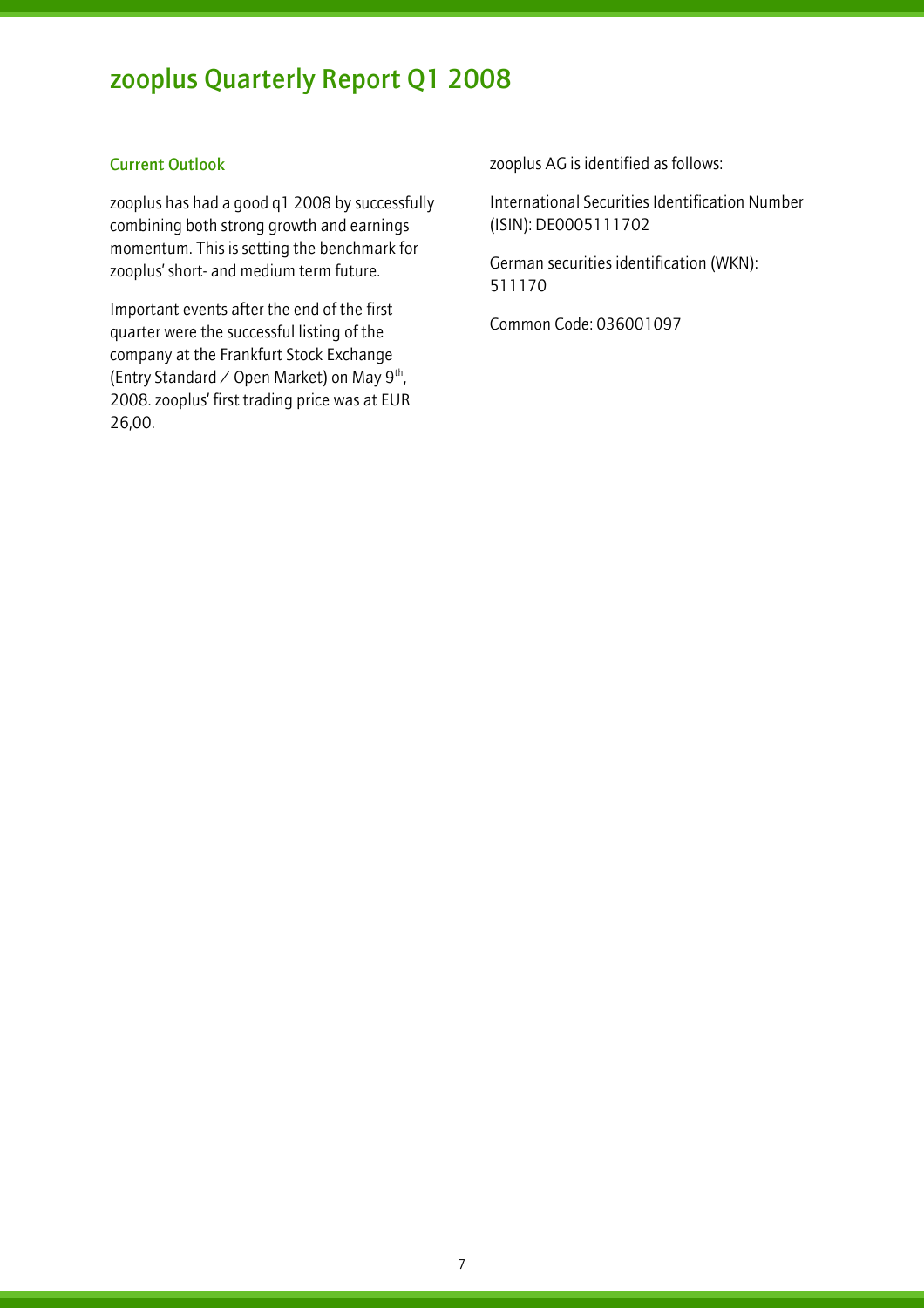# zooplus Quarterly Report Q1 2008

## Current Outlook

zooplus has had a good q1 2008 by successfully combining both strong growth and earnings momentum. This is setting the benchmark for zooplus' short- and medium term future.

Important events after the end of the first quarter were the successful listing of the company at the Frankfurt Stock Exchange (Entry Standard / Open Market) on May 9th, 2008. zooplus' first trading price was at EUR 26,00.

zooplus AG is identified as follows:

International Securities Identification Number (ISIN): DE0005111702

German securities identification (WKN): 511170

Common Code: 036001097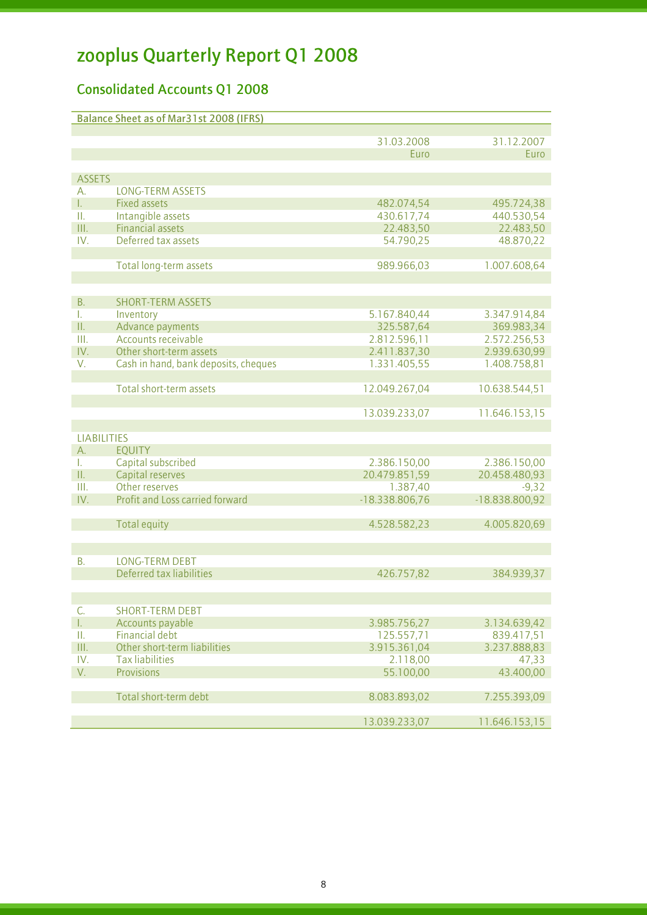# zooplus Quarterly Report Q1 2008

## Consolidated Accounts Q1 2008

**Balance Sheet as of Mar31st 2008 (IFRS)**

| | | 31.03.2008 | 31.12.2007 |
|---|---|---|---|
| | | Euro | Euro |
| ASSETS | | | |
| A. | LONG-TERM ASSETS | | |
| I. | Fixed assets | 482.074,54 | 495.724,38 |
| II. | Intangible assets | 430.617,74 | 440.530,54 |
| III. | Financial assets | 22.483,50 | 22.483,50 |
| IV. | Deferred tax assets | 54.790,25 | 48.870,22 |
| | Total long-term assets | 989.966,03 | 1.007.608,64 |
| B. | SHORT-TERM ASSETS | | |
| I. | Inventory | 5.167.840,44 | 3.347.914,84 |
| II. | Advance payments | 325.587,64 | 369.983,34 |
| III. | Accounts receivable | 2.812.596,11 | 2.572.256,53 |
| IV. | Other short-term assets | 2.411.837,30 | 2.939.630,99 |
| V. | Cash in hand, bank deposits, cheques | 1.331.405,55 | 1.408.758,81 |
| | Total short-term assets | 12.049.267,04 | 10.638.544,51 |
| | | 13.039.233,07 | 11.646.153,15 |
| LIABILITIES | | | |
| A. | EQUITY | | |
| I. | Capital subscribed | 2.386.150,00 | 2.386.150,00 |
| II. | Capital reserves | 20.479.851,59 | 20.458.480,93 |
| III. | Other reserves | 1.387,40 | -9,32 |
| IV. | Profit and Loss carried forward | -18.338.806,76 | -18.838.800,92 |
| | Total equity | 4.528.582,23 | 4.005.820,69 |
| B. | LONG-TERM DEBT | | |
| | Deferred tax liabilities | 426.757,82 | 384.939,37 |
| C. | SHORT-TERM DEBT | | |
| I. | Accounts payable | 3.985.756,27 | 3.134.639,42 |
| II. | Financial debt | 125.557,71 | 839.417,51 |
| III. | Other short-term liabilities | 3.915.361,04 | 3.237.888,83 |
| IV. | Tax liabilities | 2.118,00 | 47,33 |
| V. | Provisions | 55.100,00 | 43.400,00 |
| | Total short-term debt | 8.083.893,02 | 7.255.393,09 |
| | | 13.039.233,07 | 11.646.153,15 |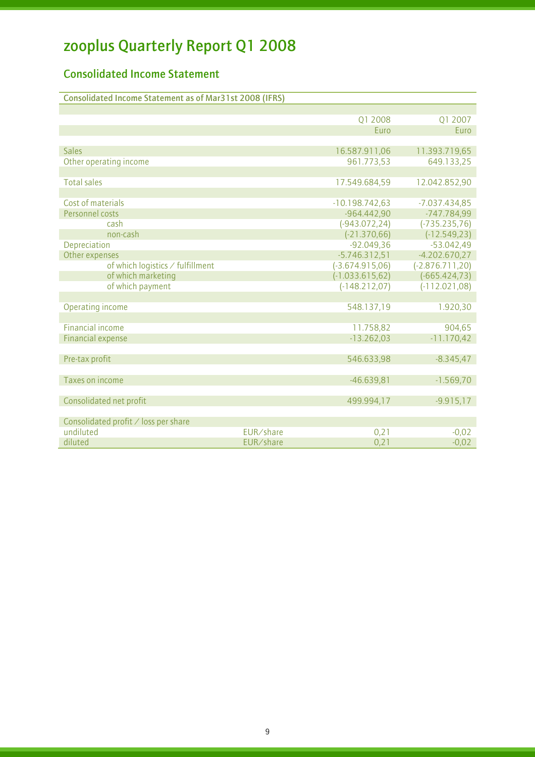# zooplus Quarterly Report Q1 2008

## Consolidated Income Statement

| Consolidated Income Statement as of Mar31st 2008 (IFRS) | | | |
|---|---|---|---|
| | | Q1 2008 | Q1 2007 |
| | | Euro | Euro |
| | | | |
| Sales | | 16.587.911,06 | 11.393.719,65 |
| Other operating income | | 961.773,53 | 649.133,25 |
| | | | |
| Total sales | | 17.549.684,59 | 12.042.852,90 |
| | | | |
| Cost of materials | | -10.198.742,63 | -7.037.434,85 |
| Personnel costs | | -964.442,90 | -747.784,99 |
| cash | | (-943.072,24) | (-735.235,76) |
| non-cash | | (-21.370,66) | (-12.549,23) |
| Depreciation | | -92.049,36 | -53.042,49 |
| Other expenses | | -5.746.312,51 | -4.202.670,27 |
| of which logistics / fulfillment | | (-3.674.915,06) | (-2.876.711,20) |
| of which marketing | | (-1.033.615,62) | (-665.424,73) |
| of which payment | | (-148.212,07) | (-112.021,08) |
| | | | |
| Operating income | | 548.137,19 | 1.920,30 |
| | | | |
| Financial income | | 11.758,82 | 904,65 |
| Financial expense | | -13.262,03 | -11.170,42 |
| | | | |
| Pre-tax profit | | 546.633,98 | -8.345,47 |
| | | | |
| Taxes on income | | -46.639,81 | -1.569,70 |
| | | | |
| Consolidated net profit | | 499.994,17 | -9.915,17 |
| | | | |
| Consolidated profit / loss per share | | | |
| undiluted | EUR/share | 0,21 | -0,02 |
| diluted | EUR/share | 0,21 | -0,02 |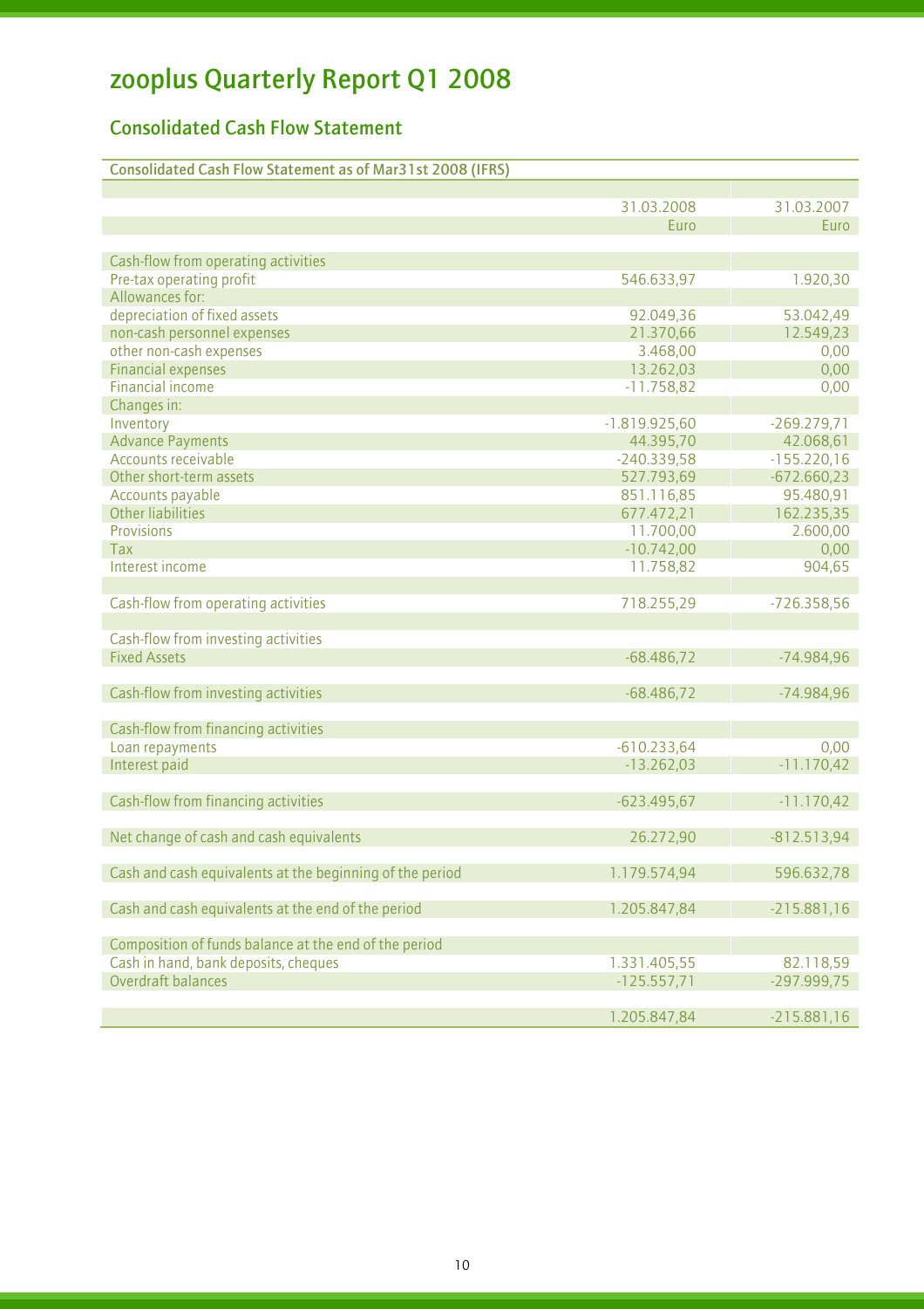# zooplus Quarterly Report Q1 2008

## Consolidated Cash Flow Statement

| Consolidated Cash Flow Statement as of Mar31st 2008 (IFRS) | | |
|---|---|---|
| | 31.03.2008 | 31.03.2007 |
| | Euro | Euro |
| Cash-flow from operating activities | | |
| Pre-tax operating profit | 546.633,97 | 1.920,30 |
| Allowances for: | | |
| depreciation of fixed assets | 92.049,36 | 53.042,49 |
| non-cash personnel expenses | 21.370,66 | 12.549,23 |
| other non-cash expenses | 3.468,00 | 0,00 |
| Financial expenses | 13.262,03 | 0,00 |
| Financial income | -11.758,82 | 0,00 |
| Changes in: | | |
| Inventory | -1.819.925,60 | -269.279,71 |
| Advance Payments | 44.395,70 | 42.068,61 |
| Accounts receivable | -240.339,58 | -155.220,16 |
| Other short-term assets | 527.793,69 | -672.660,23 |
| Accounts payable | 851.116,85 | 95.480,91 |
| Other liabilities | 677.472,21 | 162.235,35 |
| Provisions | 11.700,00 | 2.600,00 |
| Tax | -10.742,00 | 0,00 |
| Interest income | 11.758,82 | 904,65 |
| Cash-flow from operating activities | 718.255,29 | -726.358,56 |
| Cash-flow from investing activities | | |
| Fixed Assets | -68.486,72 | -74.984,96 |
| Cash-flow from investing activities | -68.486,72 | -74.984,96 |
| Cash-flow from financing activities | | |
| Loan repayments | -610.233,64 | 0,00 |
| Interest paid | -13.262,03 | -11.170,42 |
| Cash-flow from financing activities | -623.495,67 | -11.170,42 |
| Net change of cash and cash equivalents | 26.272,90 | -812.513,94 |
| Cash and cash equivalents at the beginning of the period | 1.179.574,94 | 596.632,78 |
| Cash and cash equivalents at the end of the period | 1.205.847,84 | -215.881,16 |
| Composition of funds balance at the end of the period | | |
| Cash in hand, bank deposits, cheques | 1.331.405,55 | 82.118,59 |
| Overdraft balances | -125.557,71 | -297.999,75 |
| | 1.205.847,84 | -215.881,16 |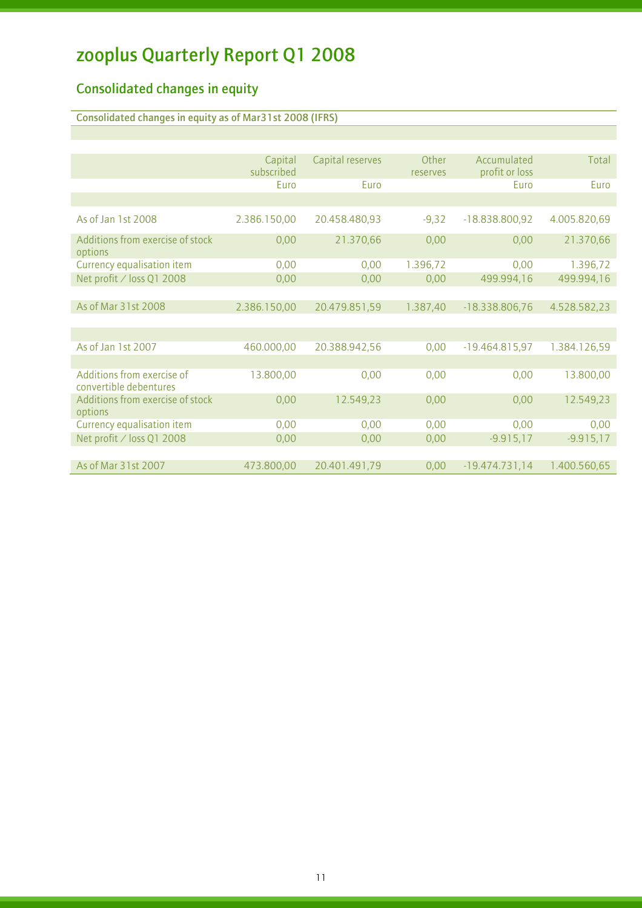# zooplus Quarterly Report Q1 2008

## Consolidated changes in equity

### Consolidated changes in equity as of Mar31st 2008 (IFRS)

| | Capital subscribed | Capital reserves | Other reserves | Accumulated profit or loss | Total |
|---|---|---|---|---|---|
| | Euro | Euro | | Euro | Euro |
| As of Jan 1st 2008 | 2.386.150,00 | 20.458.480,93 | -9,32 | -18.838.800,92 | 4.005.820,69 |
| Additions from exercise of stock options | 0,00 | 21.370,66 | 0,00 | 0,00 | 21.370,66 |
| Currency equalisation item | 0,00 | 0,00 | 1.396,72 | 0,00 | 1.396,72 |
| Net profit / loss Q1 2008 | 0,00 | 0,00 | 0,00 | 499.994,16 | 499.994,16 |
| As of Mar 31st 2008 | 2.386.150,00 | 20.479.851,59 | 1.387,40 | -18.338.806,76 | 4.528.582,23 |
| As of Jan 1st 2007 | 460.000,00 | 20.388.942,56 | 0,00 | -19.464.815,97 | 1.384.126,59 |
| Additions from exercise of convertible debentures | 13.800,00 | 0,00 | 0,00 | 0,00 | 13.800,00 |
| Additions from exercise of stock options | 0,00 | 12.549,23 | 0,00 | 0,00 | 12.549,23 |
| Currency equalisation item | 0,00 | 0,00 | 0,00 | 0,00 | 0,00 |
| Net profit / loss Q1 2008 | 0,00 | 0,00 | 0,00 | -9.915,17 | -9.915,17 |
| As of Mar 31st 2007 | 473.800,00 | 20.401.491,79 | 0,00 | -19.474.731,14 | 1.400.560,65 |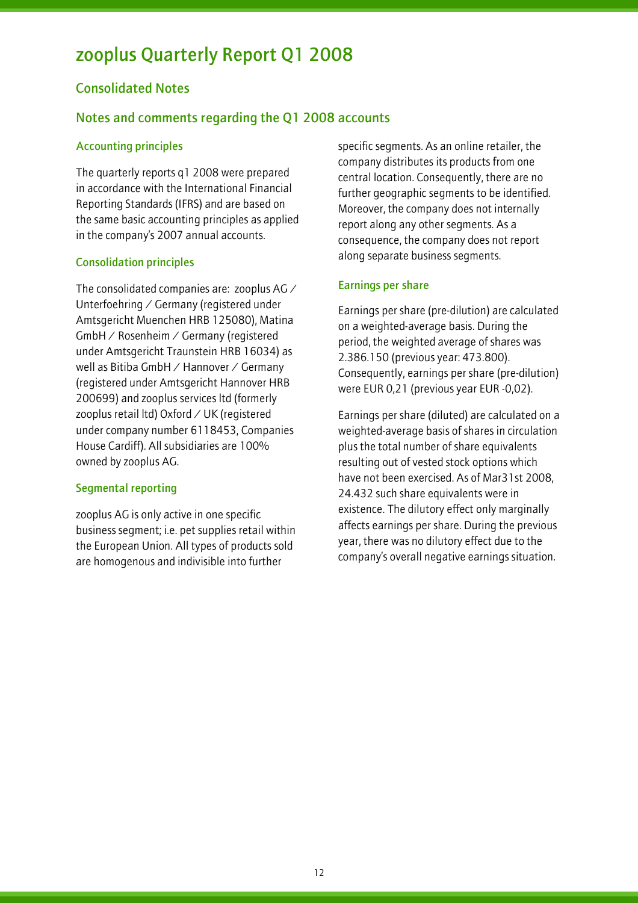# zooplus Quarterly Report Q1 2008

## Consolidated Notes

## Notes and comments regarding the Q1 2008 accounts

### Accounting principles

The quarterly reports q1 2008 were prepared in accordance with the International Financial Reporting Standards (IFRS) and are based on the same basic accounting principles as applied in the company's 2007 annual accounts.

### Consolidation principles

The consolidated companies are: zooplus AG / Unterfoehring / Germany (registered under Amtsgericht Muenchen HRB 125080), Matina GmbH / Rosenheim / Germany (registered under Amtsgericht Traunstein HRB 16034) as well as Bitiba GmbH / Hannover / Germany (registered under Amtsgericht Hannover HRB 200699) and zooplus services ltd (formerly zooplus retail ltd) Oxford / UK (registered under company number 6118453, Companies House Cardiff). All subsidiaries are 100% owned by zooplus AG.

### Segmental reporting

zooplus AG is only active in one specific business segment; i.e. pet supplies retail within the European Union. All types of products sold are homogenous and indivisible into further specific segments. As an online retailer, the company distributes its products from one central location. Consequently, there are no further geographic segments to be identified. Moreover, the company does not internally report along any other segments. As a consequence, the company does not report along separate business segments.

### Earnings per share

Earnings per share (pre-dilution) are calculated on a weighted-average basis. During the period, the weighted average of shares was 2.386.150 (previous year: 473.800). Consequently, earnings per share (pre-dilution) were EUR 0,21 (previous year EUR -0,02).

Earnings per share (diluted) are calculated on a weighted-average basis of shares in circulation plus the total number of share equivalents resulting out of vested stock options which have not been exercised. As of Mar31st 2008, 24.432 such share equivalents were in existence. The dilutory effect only marginally affects earnings per share. During the previous year, there was no dilutory effect due to the company's overall negative earnings situation.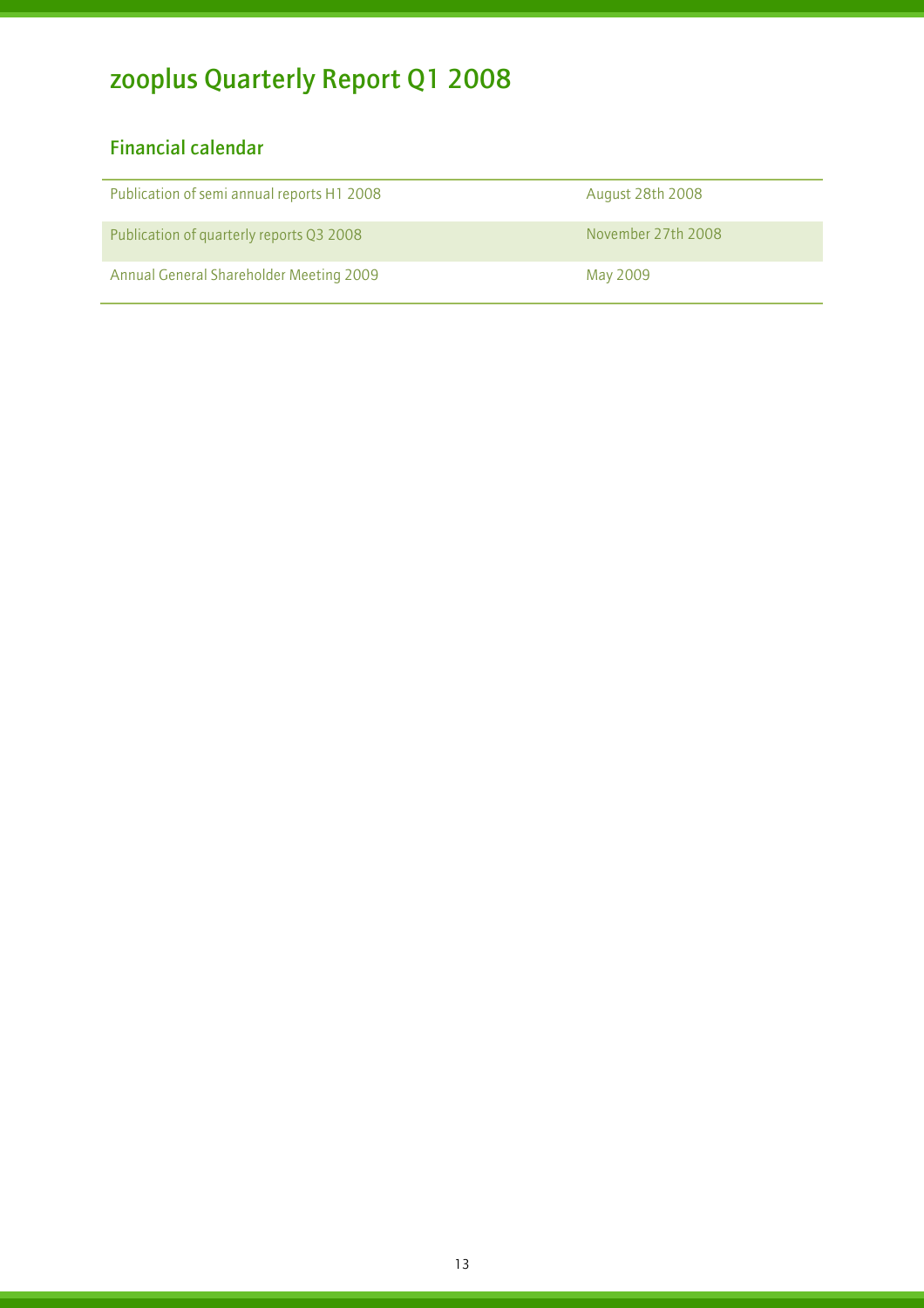# zooplus Quarterly Report Q1 2008

## Financial calendar

| | |
|---|---|
| Publication of semi annual reports H1 2008 | August 28th 2008 |
| Publication of quarterly reports Q3 2008 | November 27th 2008 |
| Annual General Shareholder Meeting 2009 | May 2009 |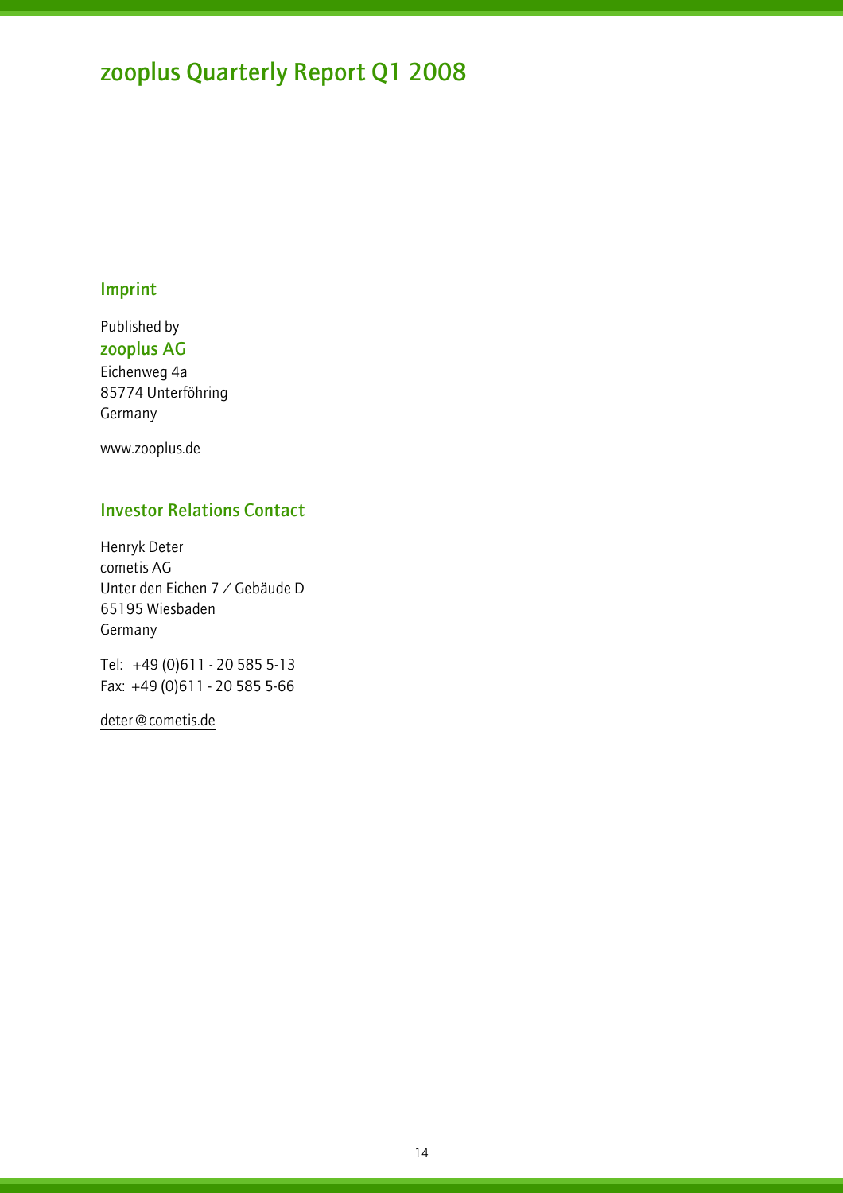# zooplus Quarterly Report Q1 2008

## Imprint

Published by

**zooplus AG**

Eichenweg 4a
85774 Unterföhring
Germany

www.zooplus.de

## Investor Relations Contact

Henryk Deter
cometis AG
Unter den Eichen 7 / Gebäude D
65195 Wiesbaden
Germany

Tel: +49 (0)611 - 20 585 5-13
Fax: +49 (0)611 - 20 585 5-66

deter@cometis.de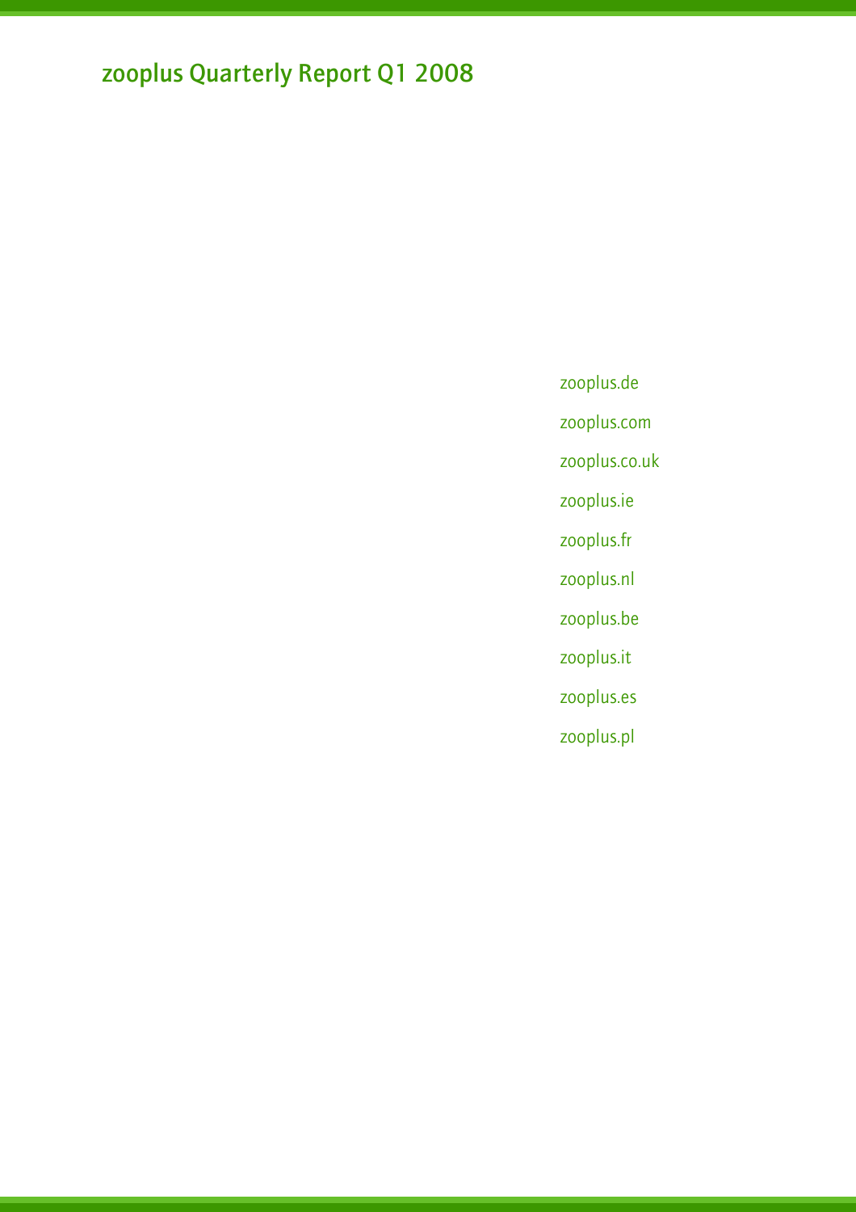zooplus Quarterly Report Q1 2008

zooplus.de

zooplus.com

zooplus.co.uk

zooplus.ie

zooplus.fr

zooplus.nl

zooplus.be

zooplus.it

zooplus.es

zooplus.pl